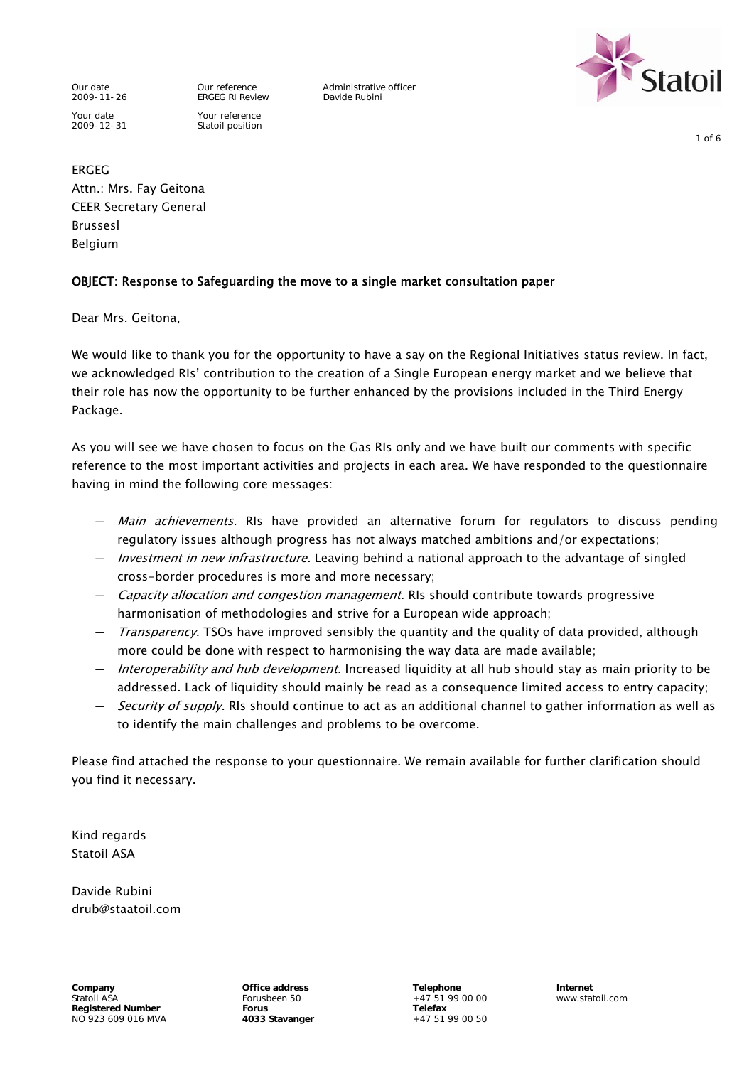| Our date | Our reference | Administrative officer |
| --- | --- | --- |
| 2009-11-26 | ERGEG RI Review | Davide Rubini |
| Your date | Your reference | |
| 2009-12-31 | Statoil position | |

ERGEG
Attn.: Mrs. Fay Geitona
CEER Secretary General
Brussesl
Belgium

**OBJECT: Response to Safeguarding the move to a single market consultation paper**

Dear Mrs. Geitona,

We would like to thank you for the opportunity to have a say on the Regional Initiatives status review. In fact, we acknowledged RIs' contribution to the creation of a Single European energy market and we believe that their role has now the opportunity to be further enhanced by the provisions included in the Third Energy Package.

As you will see we have chosen to focus on the Gas RIs only and we have built our comments with specific reference to the most important activities and projects in each area. We have responded to the questionnaire having in mind the following core messages:

- *Main achievements.* RIs have provided an alternative forum for regulators to discuss pending regulatory issues although progress has not always matched ambitions and/or expectations;
- *Investment in new infrastructure.* Leaving behind a national approach to the advantage of singled cross-border procedures is more and more necessary;
- *Capacity allocation and congestion management.* RIs should contribute towards progressive harmonisation of methodologies and strive for a European wide approach;
- *Transparency.* TSOs have improved sensibly the quantity and the quality of data provided, although more could be done with respect to harmonising the way data are made available;
- *Interoperability and hub development.* Increased liquidity at all hub should stay as main priority to be addressed. Lack of liquidity should mainly be read as a consequence limited access to entry capacity;
- *Security of supply.* RIs should continue to act as an additional channel to gather information as well as to identify the main challenges and problems to be overcome.

Please find attached the response to your questionnaire. We remain available for further clarification should you find it necessary.

Kind regards
Statoil ASA

Davide Rubini
drub@staatoil.com

**Company**
Statoil ASA
**Registered Number**
NO 923 609 016 MVA

**Office address**
Forusbeen 50
**Forus**
**4033 Stavanger**

**Telephone**
+47 51 99 00 00
**Telefax**
+47 51 99 00 50

**Internet**
www.statoil.com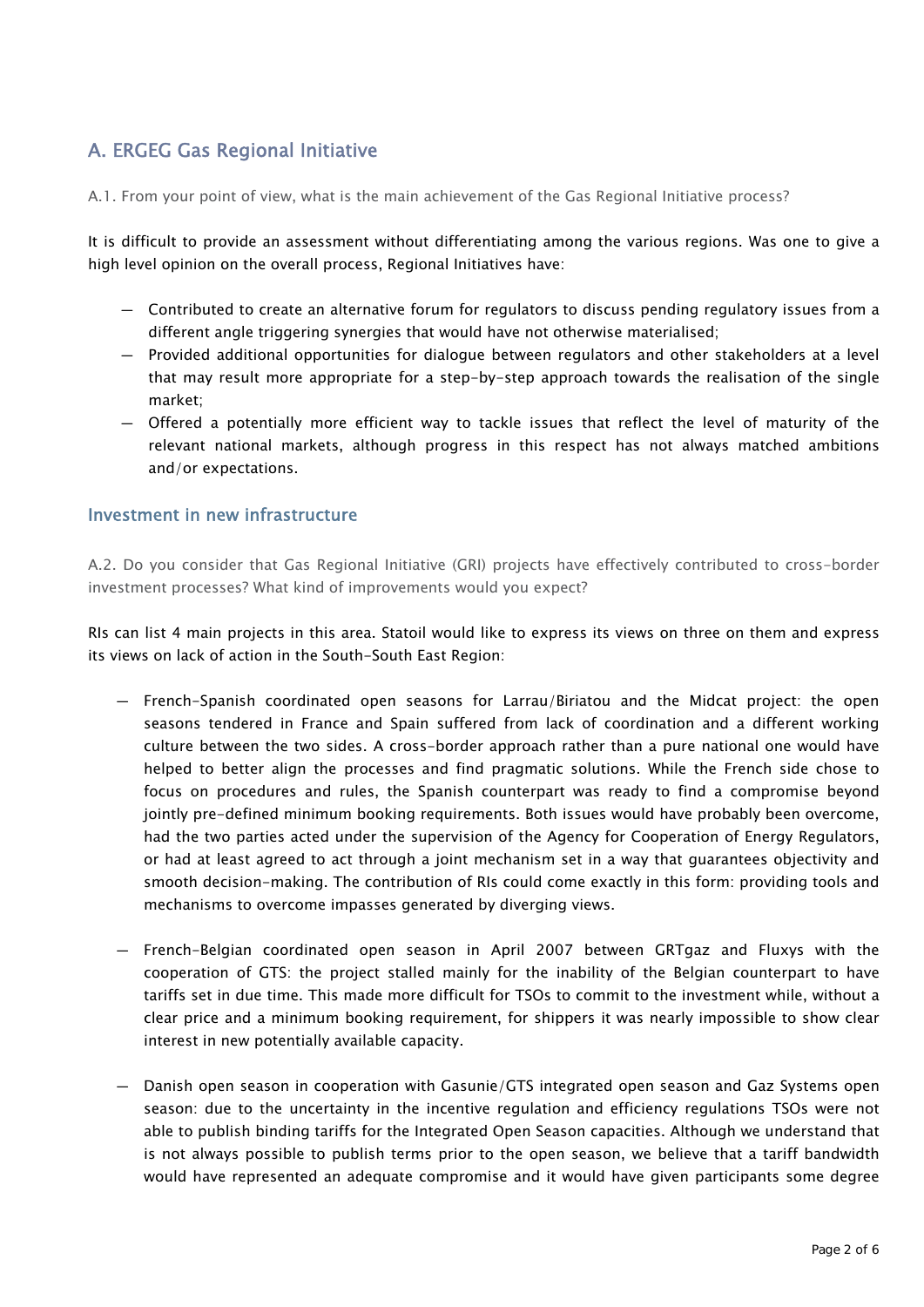## A. ERGEG Gas Regional Initiative

A.1. From your point of view, what is the main achievement of the Gas Regional Initiative process?

It is difficult to provide an assessment without differentiating among the various regions. Was one to give a high level opinion on the overall process, Regional Initiatives have:

- Contributed to create an alternative forum for regulators to discuss pending regulatory issues from a different angle triggering synergies that would have not otherwise materialised;
- Provided additional opportunities for dialogue between regulators and other stakeholders at a level that may result more appropriate for a step-by-step approach towards the realisation of the single market;
- Offered a potentially more efficient way to tackle issues that reflect the level of maturity of the relevant national markets, although progress in this respect has not always matched ambitions and/or expectations.

### Investment in new infrastructure

A.2. Do you consider that Gas Regional Initiative (GRI) projects have effectively contributed to cross-border investment processes? What kind of improvements would you expect?

RIs can list 4 main projects in this area. Statoil would like to express its views on three on them and express its views on lack of action in the South-South East Region:

- French-Spanish coordinated open seasons for Larrau/Biriatou and the Midcat project: the open seasons tendered in France and Spain suffered from lack of coordination and a different working culture between the two sides. A cross-border approach rather than a pure national one would have helped to better align the processes and find pragmatic solutions. While the French side chose to focus on procedures and rules, the Spanish counterpart was ready to find a compromise beyond jointly pre-defined minimum booking requirements. Both issues would have probably been overcome, had the two parties acted under the supervision of the Agency for Cooperation of Energy Regulators, or had at least agreed to act through a joint mechanism set in a way that guarantees objectivity and smooth decision-making. The contribution of RIs could come exactly in this form: providing tools and mechanisms to overcome impasses generated by diverging views.

- French-Belgian coordinated open season in April 2007 between GRTgaz and Fluxys with the cooperation of GTS: the project stalled mainly for the inability of the Belgian counterpart to have tariffs set in due time. This made more difficult for TSOs to commit to the investment while, without a clear price and a minimum booking requirement, for shippers it was nearly impossible to show clear interest in new potentially available capacity.

- Danish open season in cooperation with Gasunie/GTS integrated open season and Gaz Systems open season: due to the uncertainty in the incentive regulation and efficiency regulations TSOs were not able to publish binding tariffs for the Integrated Open Season capacities. Although we understand that is not always possible to publish terms prior to the open season, we believe that a tariff bandwidth would have represented an adequate compromise and it would have given participants some degree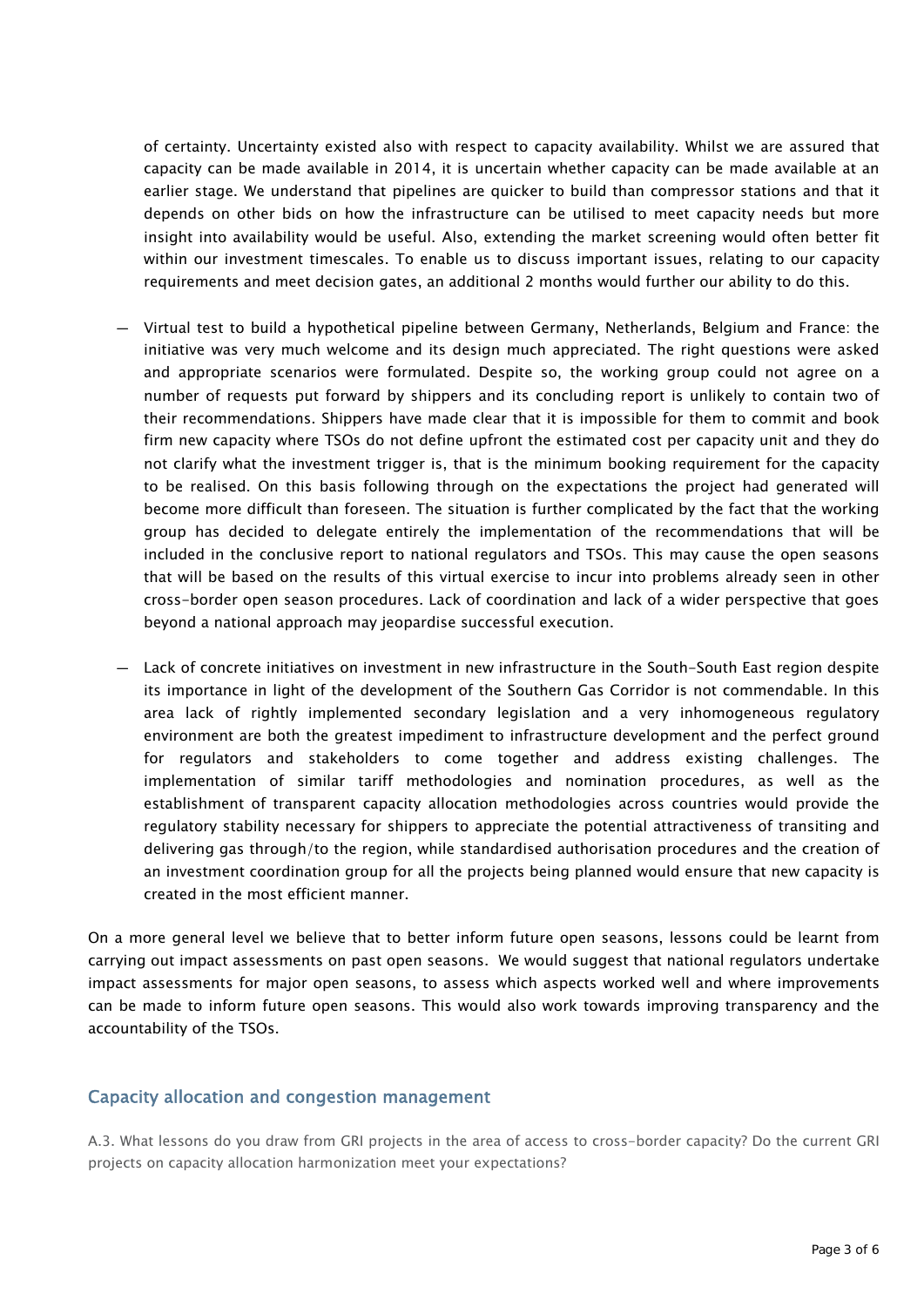of certainty. Uncertainty existed also with respect to capacity availability. Whilst we are assured that capacity can be made available in 2014, it is uncertain whether capacity can be made available at an earlier stage. We understand that pipelines are quicker to build than compressor stations and that it depends on other bids on how the infrastructure can be utilised to meet capacity needs but more insight into availability would be useful. Also, extending the market screening would often better fit within our investment timescales. To enable us to discuss important issues, relating to our capacity requirements and meet decision gates, an additional 2 months would further our ability to do this.

- Virtual test to build a hypothetical pipeline between Germany, Netherlands, Belgium and France: the initiative was very much welcome and its design much appreciated. The right questions were asked and appropriate scenarios were formulated. Despite so, the working group could not agree on a number of requests put forward by shippers and its concluding report is unlikely to contain two of their recommendations. Shippers have made clear that it is impossible for them to commit and book firm new capacity where TSOs do not define upfront the estimated cost per capacity unit and they do not clarify what the investment trigger is, that is the minimum booking requirement for the capacity to be realised. On this basis following through on the expectations the project had generated will become more difficult than foreseen. The situation is further complicated by the fact that the working group has decided to delegate entirely the implementation of the recommendations that will be included in the conclusive report to national regulators and TSOs. This may cause the open seasons that will be based on the results of this virtual exercise to incur into problems already seen in other cross-border open season procedures. Lack of coordination and lack of a wider perspective that goes beyond a national approach may jeopardise successful execution.

- Lack of concrete initiatives on investment in new infrastructure in the South-South East region despite its importance in light of the development of the Southern Gas Corridor is not commendable. In this area lack of rightly implemented secondary legislation and a very inhomogeneous regulatory environment are both the greatest impediment to infrastructure development and the perfect ground for regulators and stakeholders to come together and address existing challenges. The implementation of similar tariff methodologies and nomination procedures, as well as the establishment of transparent capacity allocation methodologies across countries would provide the regulatory stability necessary for shippers to appreciate the potential attractiveness of transiting and delivering gas through/to the region, while standardised authorisation procedures and the creation of an investment coordination group for all the projects being planned would ensure that new capacity is created in the most efficient manner.

On a more general level we believe that to better inform future open seasons, lessons could be learnt from carrying out impact assessments on past open seasons. We would suggest that national regulators undertake impact assessments for major open seasons, to assess which aspects worked well and where improvements can be made to inform future open seasons. This would also work towards improving transparency and the accountability of the TSOs.

## Capacity allocation and congestion management

A.3. What lessons do you draw from GRI projects in the area of access to cross-border capacity? Do the current GRI projects on capacity allocation harmonization meet your expectations?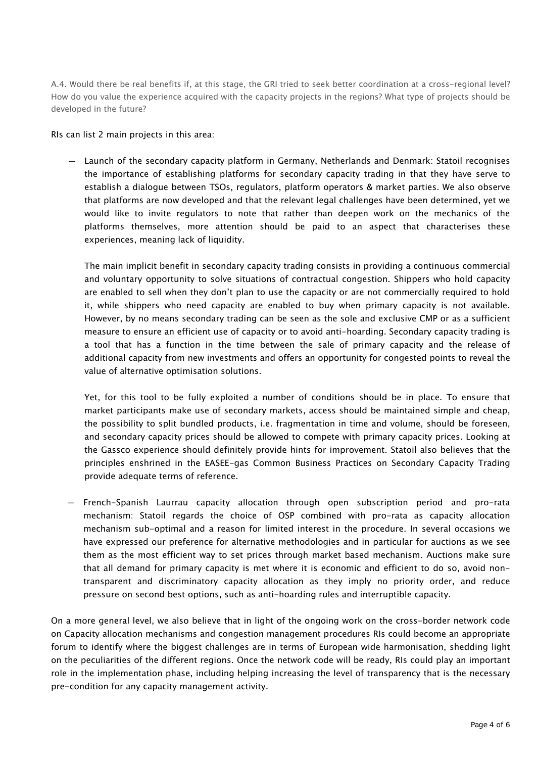A.4. Would there be real benefits if, at this stage, the GRI tried to seek better coordination at a cross-regional level? How do you value the experience acquired with the capacity projects in the regions? What type of projects should be developed in the future?

RIs can list 2 main projects in this area:

- Launch of the secondary capacity platform in Germany, Netherlands and Denmark: Statoil recognises the importance of establishing platforms for secondary capacity trading in that they have serve to establish a dialogue between TSOs, regulators, platform operators & market parties. We also observe that platforms are now developed and that the relevant legal challenges have been determined, yet we would like to invite regulators to note that rather than deepen work on the mechanics of the platforms themselves, more attention should be paid to an aspect that characterises these experiences, meaning lack of liquidity.

  The main implicit benefit in secondary capacity trading consists in providing a continuous commercial and voluntary opportunity to solve situations of contractual congestion. Shippers who hold capacity are enabled to sell when they don't plan to use the capacity or are not commercially required to hold it, while shippers who need capacity are enabled to buy when primary capacity is not available. However, by no means secondary trading can be seen as the sole and exclusive CMP or as a sufficient measure to ensure an efficient use of capacity or to avoid anti-hoarding. Secondary capacity trading is a tool that has a function in the time between the sale of primary capacity and the release of additional capacity from new investments and offers an opportunity for congested points to reveal the value of alternative optimisation solutions.

  Yet, for this tool to be fully exploited a number of conditions should be in place. To ensure that market participants make use of secondary markets, access should be maintained simple and cheap, the possibility to split bundled products, i.e. fragmentation in time and volume, should be foreseen, and secondary capacity prices should be allowed to compete with primary capacity prices. Looking at the Gassco experience should definitely provide hints for improvement. Statoil also believes that the principles enshrined in the EASEE-gas Common Business Practices on Secondary Capacity Trading provide adequate terms of reference.

- French-Spanish Laurrau capacity allocation through open subscription period and pro-rata mechanism: Statoil regards the choice of OSP combined with pro-rata as capacity allocation mechanism sub-optimal and a reason for limited interest in the procedure. In several occasions we have expressed our preference for alternative methodologies and in particular for auctions as we see them as the most efficient way to set prices through market based mechanism. Auctions make sure that all demand for primary capacity is met where it is economic and efficient to do so, avoid non-transparent and discriminatory capacity allocation as they imply no priority order, and reduce pressure on second best options, such as anti-hoarding rules and interruptible capacity.

On a more general level, we also believe that in light of the ongoing work on the cross-border network code on Capacity allocation mechanisms and congestion management procedures RIs could become an appropriate forum to identify where the biggest challenges are in terms of European wide harmonisation, shedding light on the peculiarities of the different regions. Once the network code will be ready, RIs could play an important role in the implementation phase, including helping increasing the level of transparency that is the necessary pre-condition for any capacity management activity.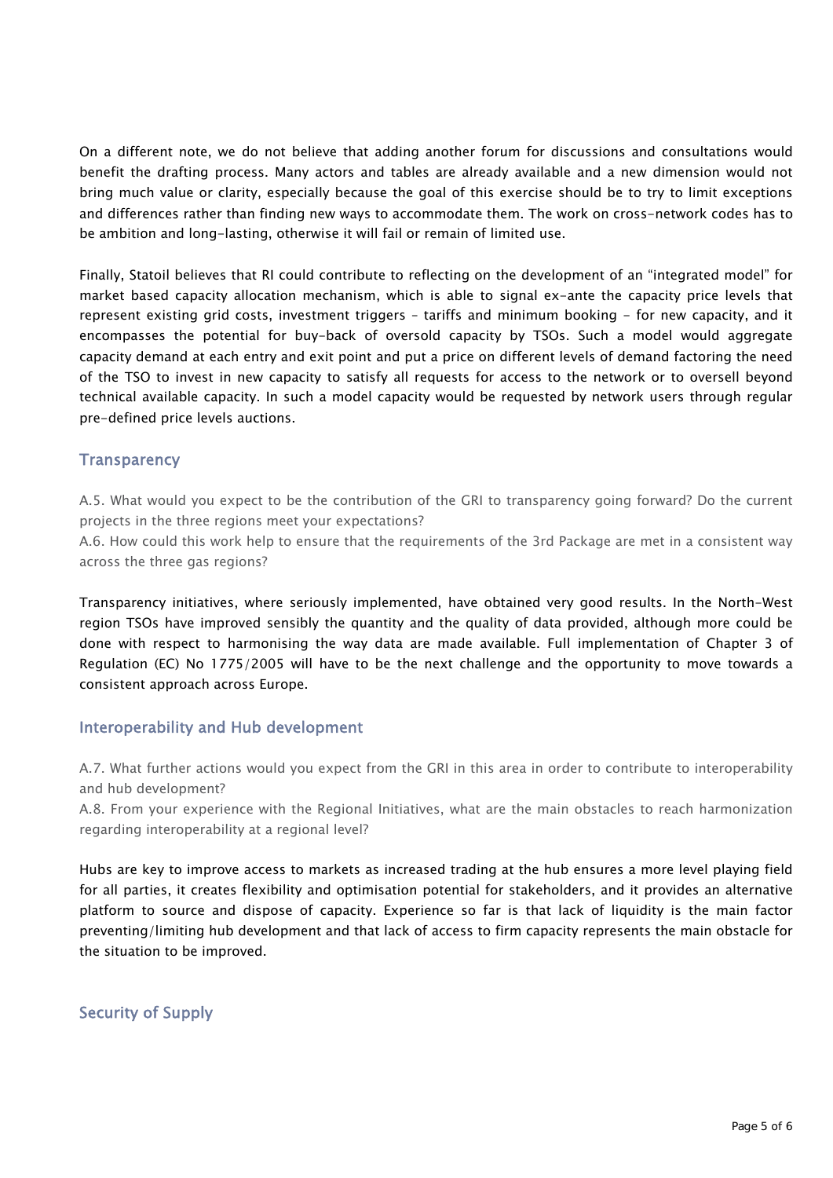On a different note, we do not believe that adding another forum for discussions and consultations would benefit the drafting process. Many actors and tables are already available and a new dimension would not bring much value or clarity, especially because the goal of this exercise should be to try to limit exceptions and differences rather than finding new ways to accommodate them. The work on cross-network codes has to be ambition and long-lasting, otherwise it will fail or remain of limited use.

Finally, Statoil believes that RI could contribute to reflecting on the development of an "integrated model" for market based capacity allocation mechanism, which is able to signal ex-ante the capacity price levels that represent existing grid costs, investment triggers - tariffs and minimum booking - for new capacity, and it encompasses the potential for buy-back of oversold capacity by TSOs. Such a model would aggregate capacity demand at each entry and exit point and put a price on different levels of demand factoring the need of the TSO to invest in new capacity to satisfy all requests for access to the network or to oversell beyond technical available capacity. In such a model capacity would be requested by network users through regular pre-defined price levels auctions.

## Transparency

A.5. What would you expect to be the contribution of the GRI to transparency going forward? Do the current projects in the three regions meet your expectations?
A.6. How could this work help to ensure that the requirements of the 3rd Package are met in a consistent way across the three gas regions?

Transparency initiatives, where seriously implemented, have obtained very good results. In the North-West region TSOs have improved sensibly the quantity and the quality of data provided, although more could be done with respect to harmonising the way data are made available. Full implementation of Chapter 3 of Regulation (EC) No 1775/2005 will have to be the next challenge and the opportunity to move towards a consistent approach across Europe.

## Interoperability and Hub development

A.7. What further actions would you expect from the GRI in this area in order to contribute to interoperability and hub development?
A.8. From your experience with the Regional Initiatives, what are the main obstacles to reach harmonization regarding interoperability at a regional level?

Hubs are key to improve access to markets as increased trading at the hub ensures a more level playing field for all parties, it creates flexibility and optimisation potential for stakeholders, and it provides an alternative platform to source and dispose of capacity. Experience so far is that lack of liquidity is the main factor preventing/limiting hub development and that lack of access to firm capacity represents the main obstacle for the situation to be improved.

## Security of Supply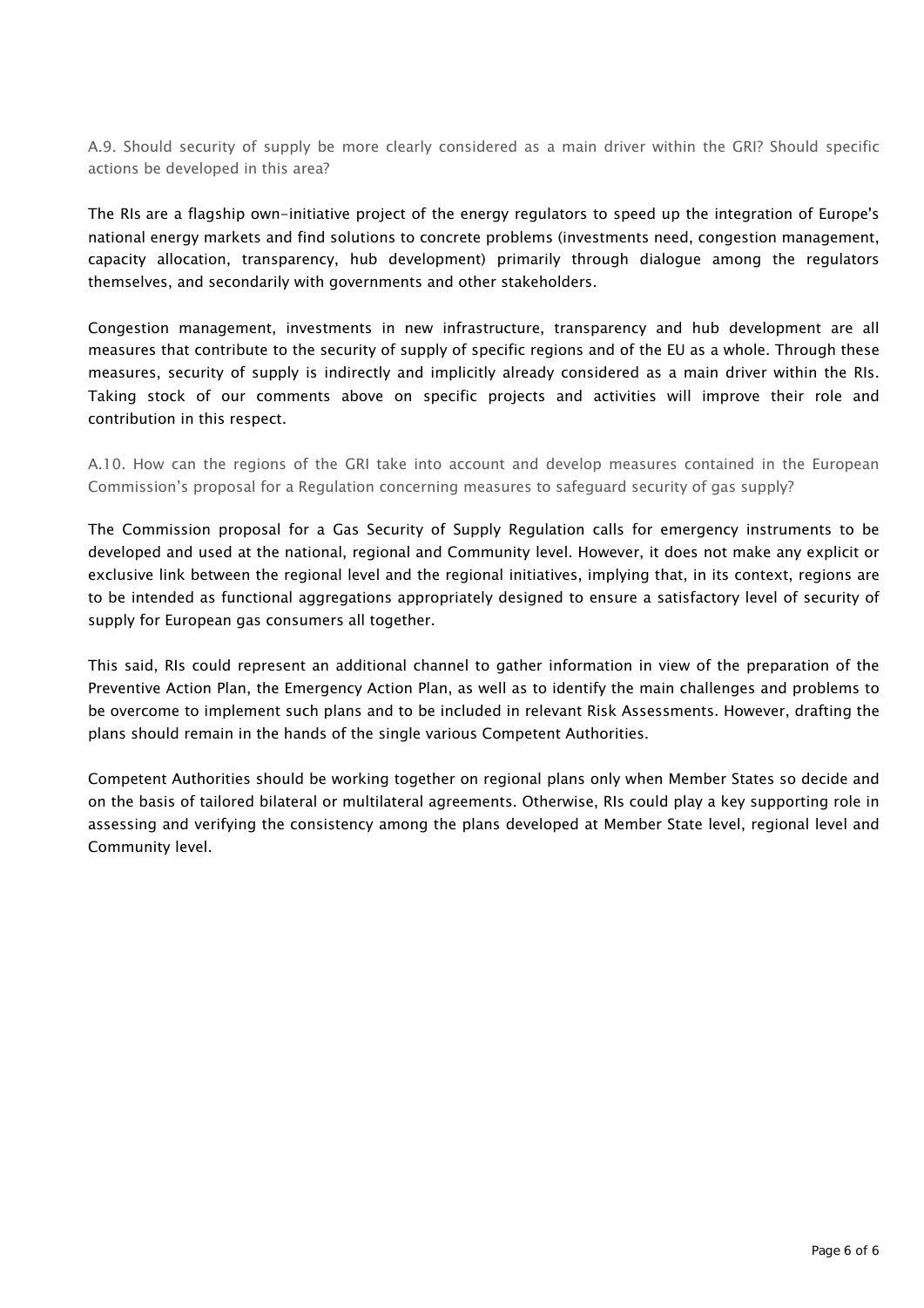A.9. Should security of supply be more clearly considered as a main driver within the GRI? Should specific actions be developed in this area?

The RIs are a flagship own-initiative project of the energy regulators to speed up the integration of Europe's national energy markets and find solutions to concrete problems (investments need, congestion management, capacity allocation, transparency, hub development) primarily through dialogue among the regulators themselves, and secondarily with governments and other stakeholders.

Congestion management, investments in new infrastructure, transparency and hub development are all measures that contribute to the security of supply of specific regions and of the EU as a whole. Through these measures, security of supply is indirectly and implicitly already considered as a main driver within the RIs. Taking stock of our comments above on specific projects and activities will improve their role and contribution in this respect.

A.10. How can the regions of the GRI take into account and develop measures contained in the European Commission's proposal for a Regulation concerning measures to safeguard security of gas supply?

The Commission proposal for a Gas Security of Supply Regulation calls for emergency instruments to be developed and used at the national, regional and Community level. However, it does not make any explicit or exclusive link between the regional level and the regional initiatives, implying that, in its context, regions are to be intended as functional aggregations appropriately designed to ensure a satisfactory level of security of supply for European gas consumers all together.

This said, RIs could represent an additional channel to gather information in view of the preparation of the Preventive Action Plan, the Emergency Action Plan, as well as to identify the main challenges and problems to be overcome to implement such plans and to be included in relevant Risk Assessments. However, drafting the plans should remain in the hands of the single various Competent Authorities.

Competent Authorities should be working together on regional plans only when Member States so decide and on the basis of tailored bilateral or multilateral agreements. Otherwise, RIs could play a key supporting role in assessing and verifying the consistency among the plans developed at Member State level, regional level and Community level.